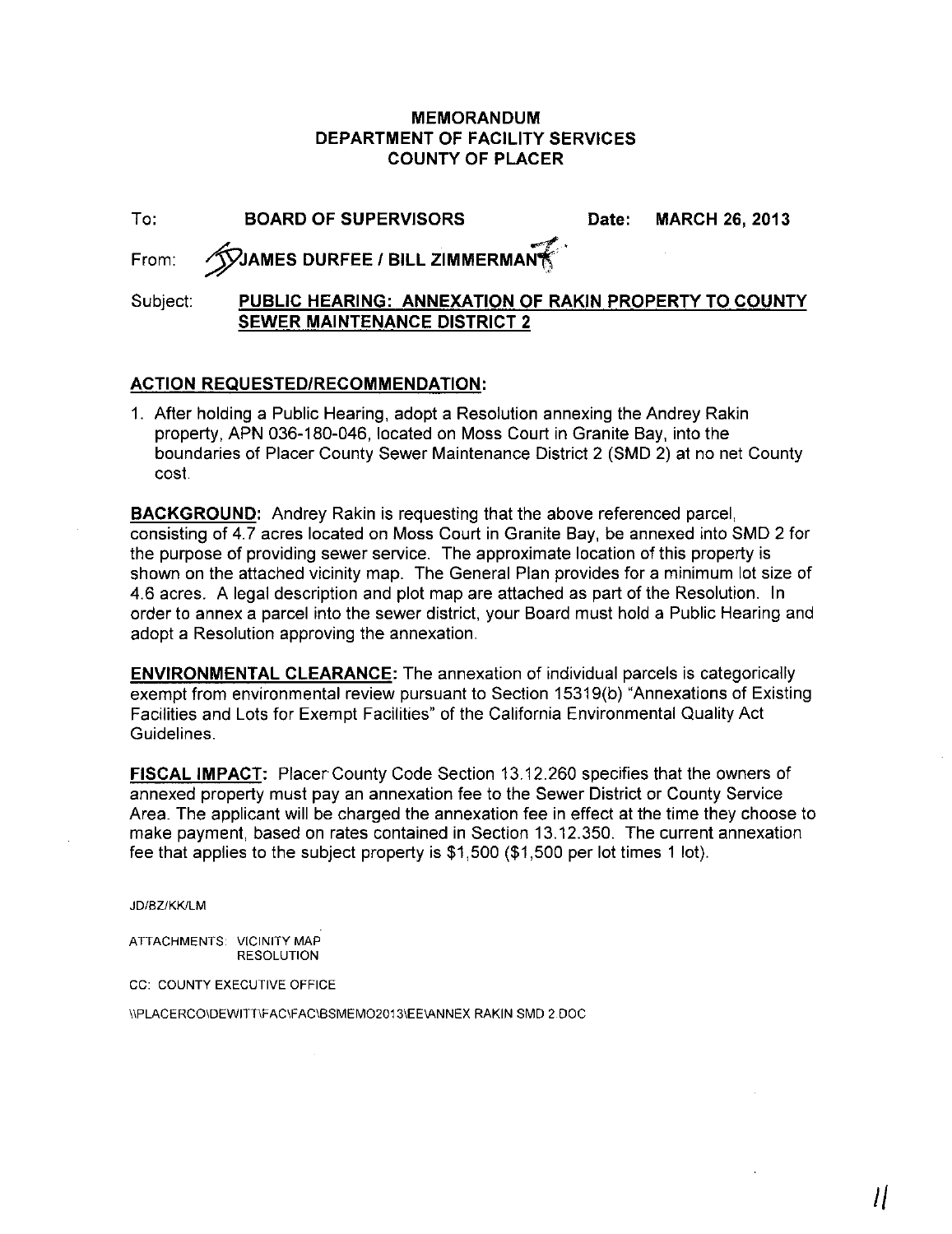# MEMORANDUM
# DEPARTMENT OF FACILITY SERVICES
# COUNTY OF PLACER

To: **BOARD OF SUPERVISORS** Date: **MARCH 26, 2013**

From: **JAMES DURFEE / BILL ZIMMERMAN**

Subject: **PUBLIC HEARING: ANNEXATION OF RAKIN PROPERTY TO COUNTY SEWER MAINTENANCE DISTRICT 2**

**ACTION REQUESTED/RECOMMENDATION:**

1. After holding a Public Hearing, adopt a Resolution annexing the Andrey Rakin property, APN 036-180-046, located on Moss Court in Granite Bay, into the boundaries of Placer County Sewer Maintenance District 2 (SMD 2) at no net County cost.

**BACKGROUND:** Andrey Rakin is requesting that the above referenced parcel, consisting of 4.7 acres located on Moss Court in Granite Bay, be annexed into SMD 2 for the purpose of providing sewer service. The approximate location of this property is shown on the attached vicinity map. The General Plan provides for a minimum lot size of 4.6 acres. A legal description and plot map are attached as part of the Resolution. In order to annex a parcel into the sewer district, your Board must hold a Public Hearing and adopt a Resolution approving the annexation.

**ENVIRONMENTAL CLEARANCE:** The annexation of individual parcels is categorically exempt from environmental review pursuant to Section 15319(b) "Annexations of Existing Facilities and Lots for Exempt Facilities" of the California Environmental Quality Act Guidelines.

**FISCAL IMPACT:** Placer County Code Section 13.12.260 specifies that the owners of annexed property must pay an annexation fee to the Sewer District or County Service Area. The applicant will be charged the annexation fee in effect at the time they choose to make payment, based on rates contained in Section 13.12.350. The current annexation fee that applies to the subject property is $1,500 ($1,500 per lot times 1 lot).

JD/BZ/KK/LM

ATTACHMENTS: VICINITY MAP
RESOLUTION

CC: COUNTY EXECUTIVE OFFICE

\\PLACERCO\DEWITT\FAC\FAC\BSMEMO2013\EE\ANNEX RAKIN SMD 2.DOC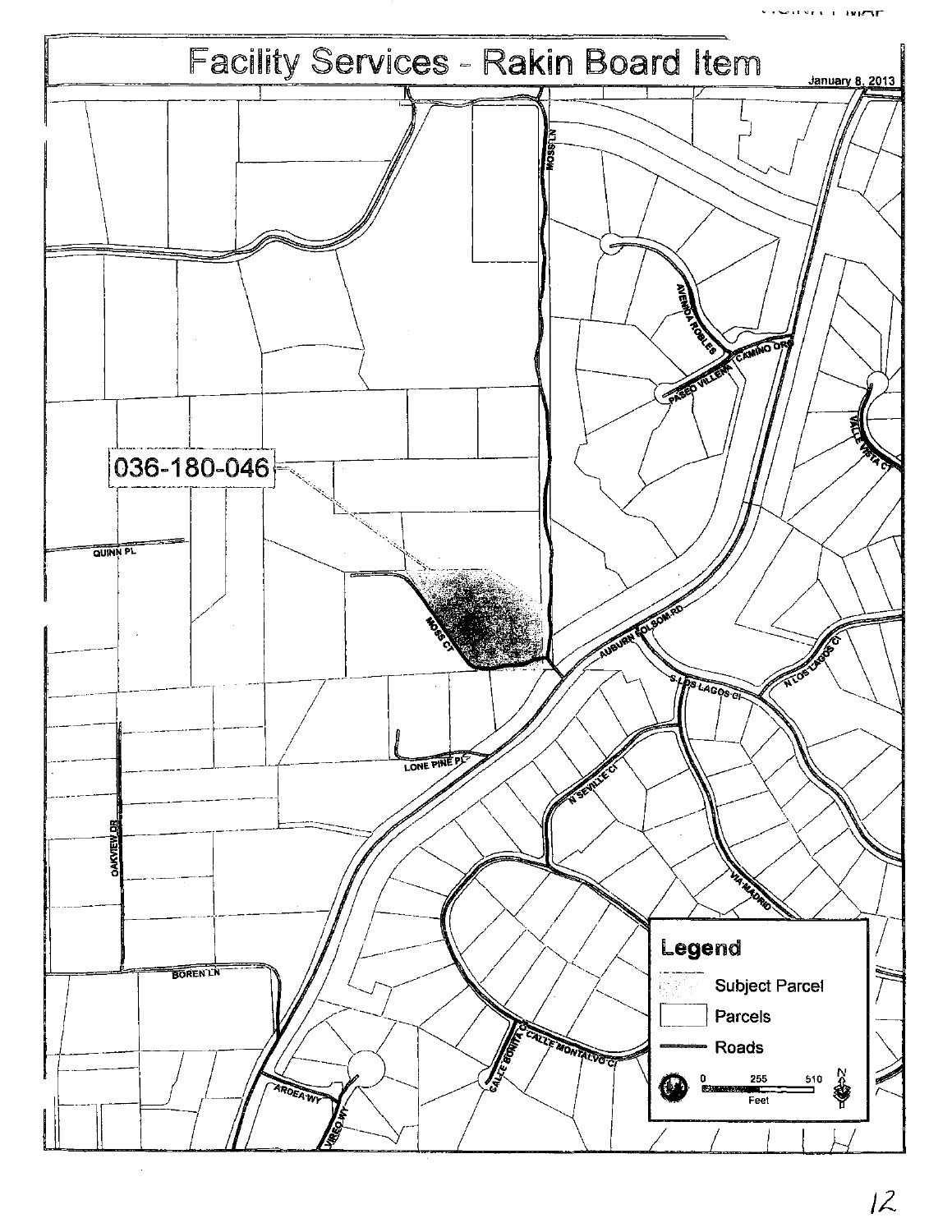# Facility Services - Rakin Board Item

January 8, 2013

036-180-046

MOSS LN

AVENIDA ROBLES

PASEO VILLENA

CAMINO ORO

VALLE VISTA CT

QUINN PL

MOSS CT

AUBURN FOLSOM RD

S LOS LAGOS CI

N LOS LAGOS CI

LONE PINE PL

N SEVILLE CI

OAKVIEW DR

VIA MADRID

BOREN LN

CALLE BONITA CI

CALLE MONTALVO CI

ARDEA WY

VIREO WY

**Legend**

- Subject Parcel
- Parcels
- Roads

0 255 510 Feet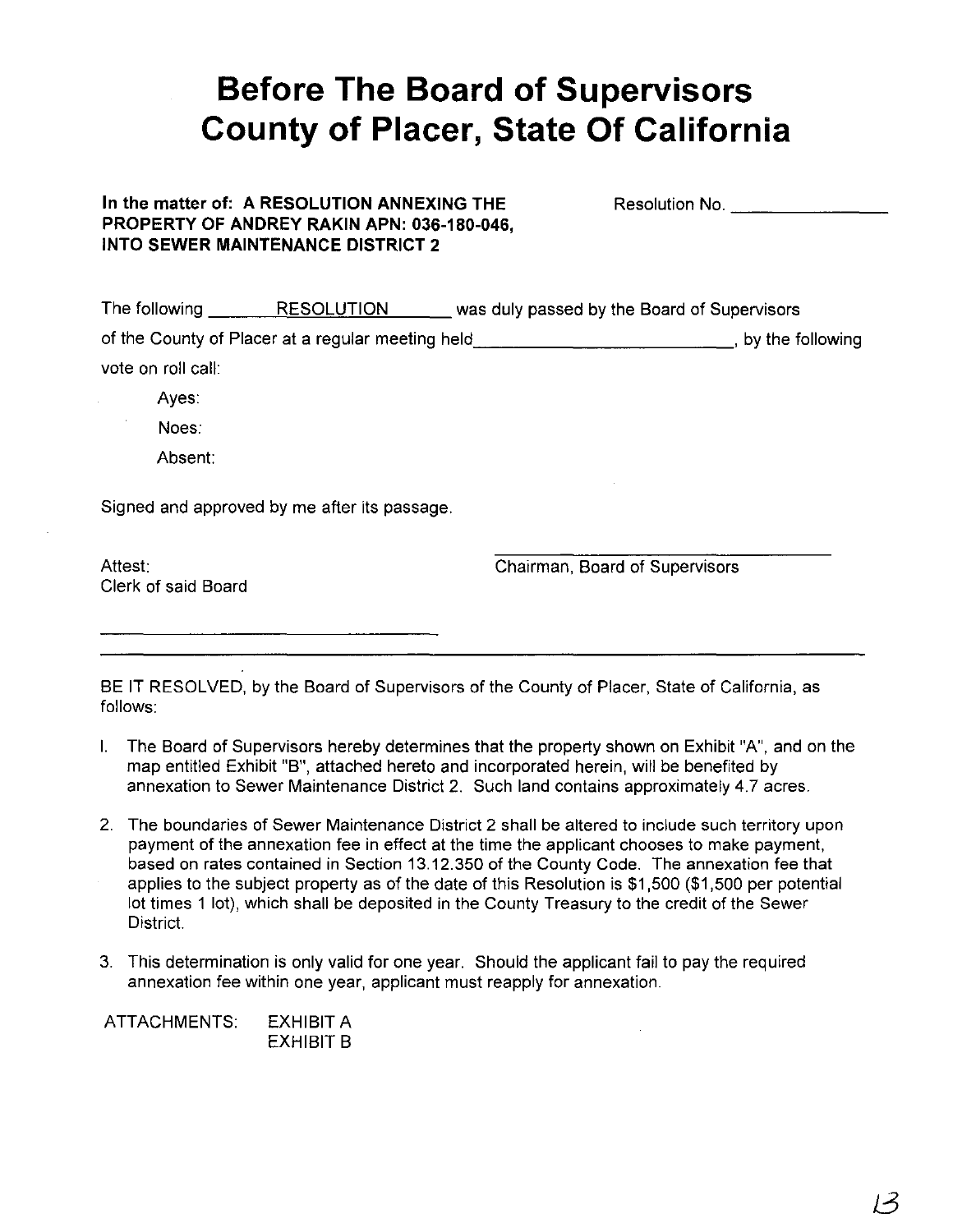# Before The Board of Supervisors
# County of Placer, State Of California

**In the matter of: A RESOLUTION ANNEXING THE PROPERTY OF ANDREY RAKIN APN: 036-180-046, INTO SEWER MAINTENANCE DISTRICT 2**

Resolution No. ______________

The following ______RESOLUTION______ was duly passed by the Board of Supervisors of the County of Placer at a regular meeting held________________________, by the following vote on roll call:

Ayes:

Noes:

Absent:

Signed and approved by me after its passage.

Attest:
Clerk of said Board

______________________________

______________________________
Chairman, Board of Supervisors

---

BE IT RESOLVED, by the Board of Supervisors of the County of Placer, State of California, as follows:

1. The Board of Supervisors hereby determines that the property shown on Exhibit "A", and on the map entitled Exhibit "B", attached hereto and incorporated herein, will be benefited by annexation to Sewer Maintenance District 2. Such land contains approximately 4.7 acres.

2. The boundaries of Sewer Maintenance District 2 shall be altered to include such territory upon payment of the annexation fee in effect at the time the applicant chooses to make payment, based on rates contained in Section 13.12.350 of the County Code. The annexation fee that applies to the subject property as of the date of this Resolution is $1,500 ($1,500 per potential lot times 1 lot), which shall be deposited in the County Treasury to the credit of the Sewer District.

3. This determination is only valid for one year. Should the applicant fail to pay the required annexation fee within one year, applicant must reapply for annexation.

ATTACHMENTS: EXHIBIT A
EXHIBIT B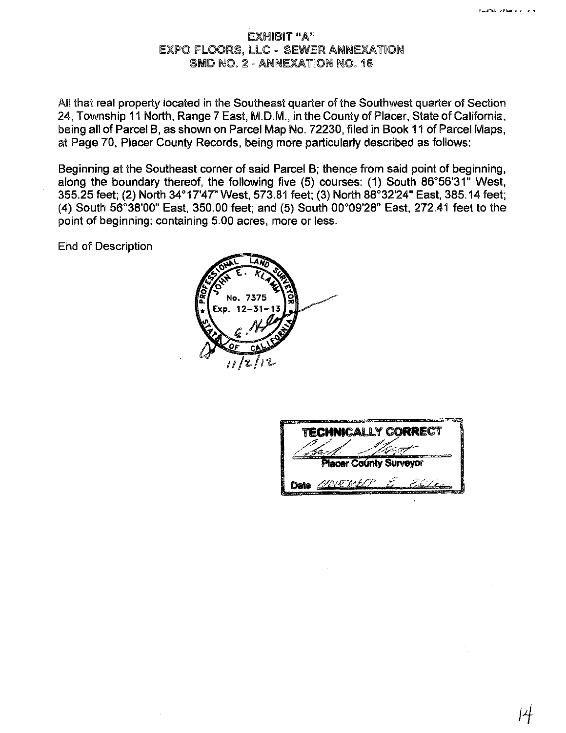# EXHIBIT "A"
## EXPO FLOORS, LLC - SEWER ANNEXATION
## SMD NO. 2 - ANNEXATION NO. 16

All that real property located in the Southeast quarter of the Southwest quarter of Section 24, Township 11 North, Range 7 East, M.D.M., in the County of Placer, State of California, being all of Parcel B, as shown on Parcel Map No. 72230, filed in Book 11 of Parcel Maps, at Page 70, Placer County Records, being more particularly described as follows:

Beginning at the Southeast corner of said Parcel B; thence from said point of beginning, along the boundary thereof, the following five (5) courses: (1) South 86°56'31" West, 355.25 feet; (2) North 34°17'47" West, 573.81 feet; (3) North 88°32'24" East, 385.14 feet; (4) South 56°38'00" East, 350.00 feet; and (5) South 00°09'28" East, 272.41 feet to the point of beginning; containing 5.00 acres, more or less.

End of Description

PROFESSIONAL LAND SURVEYOR
JOHN E. KLAMM
No. 7375
Exp. 12-31-13
STATE OF CALIFORNIA

11/2/12

**TECHNICALLY CORRECT**

Placer County Surveyor

Date NOVEMBER 5, 2012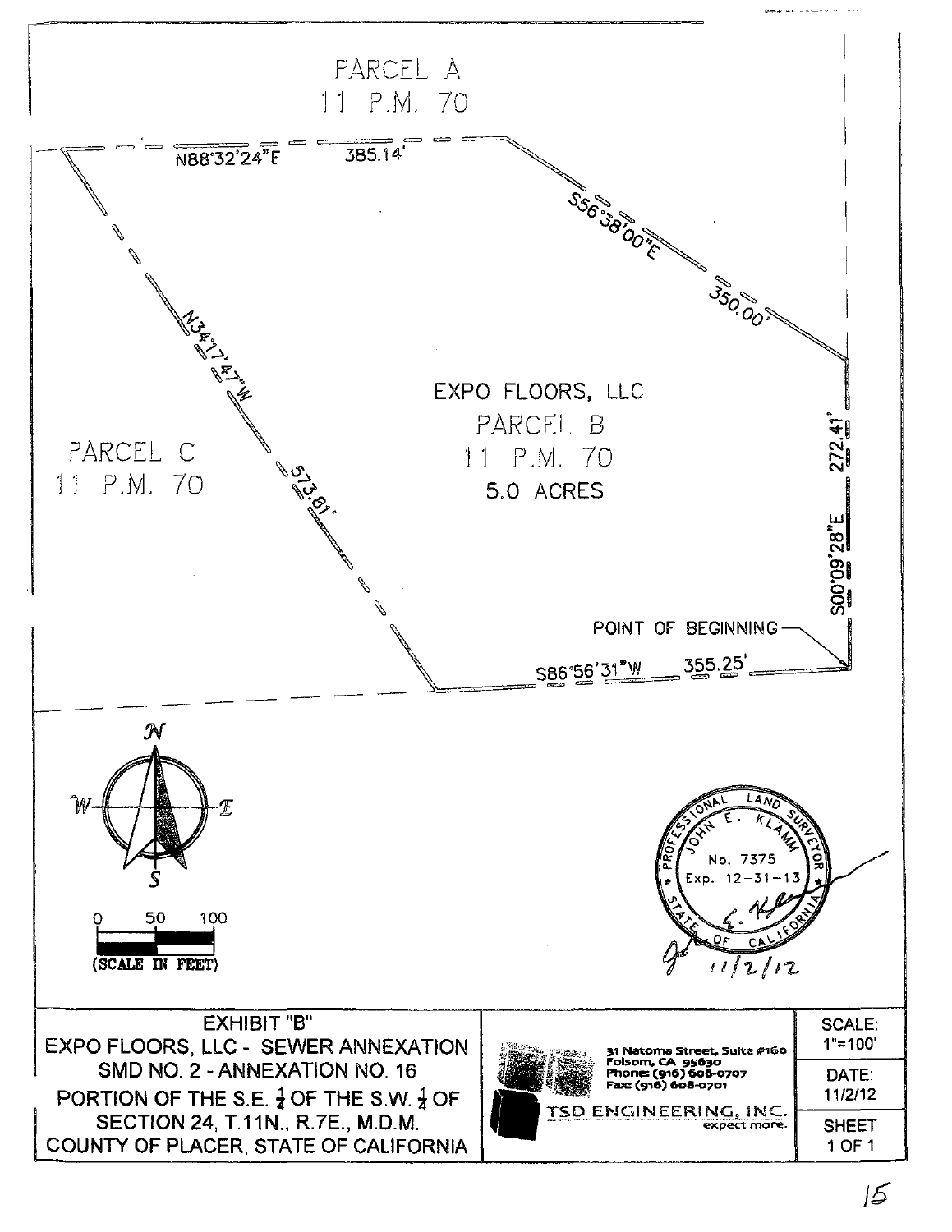PARCEL A
11 P.M. 70

N88°32'24"E 385.14'

S56°38'00"E 350.00'

N34°17'47"W 573.81'

EXPO FLOORS, LLC
PARCEL B
11 P.M. 70
5.0 ACRES

PARCEL C
11 P.M. 70

S00°09'28"E 272.41'

POINT OF BEGINNING

S86°56'31"W 355.25'

N
W E
S

0 50 100
(SCALE IN FEET)

PROFESSIONAL LAND SURVEYOR
JOHN E. KLAMM
No. 7375
Exp. 12-31-13
STATE OF CALIFORNIA

11/2/12

| EXHIBIT "B"<br>EXPO FLOORS, LLC - SEWER ANNEXATION<br>SMD NO. 2 - ANNEXATION NO. 16<br>PORTION OF THE S.E. $\frac{1}{4}$ OF THE S.W. $\frac{1}{4}$ OF<br>SECTION 24, T.11N., R.7E., M.D.M.<br>COUNTY OF PLACER, STATE OF CALIFORNIA | 31 Natoma Street, Suite #160<br>Folsom, CA 95630<br>Phone: (916) 608-0707<br>Fax: (916) 608-0701<br>TSD ENGINEERING, INC.<br>expect more. | SCALE:<br>1"=100'<br>DATE:<br>11/2/12<br>SHEET<br>1 OF 1 |
|---|---|---|